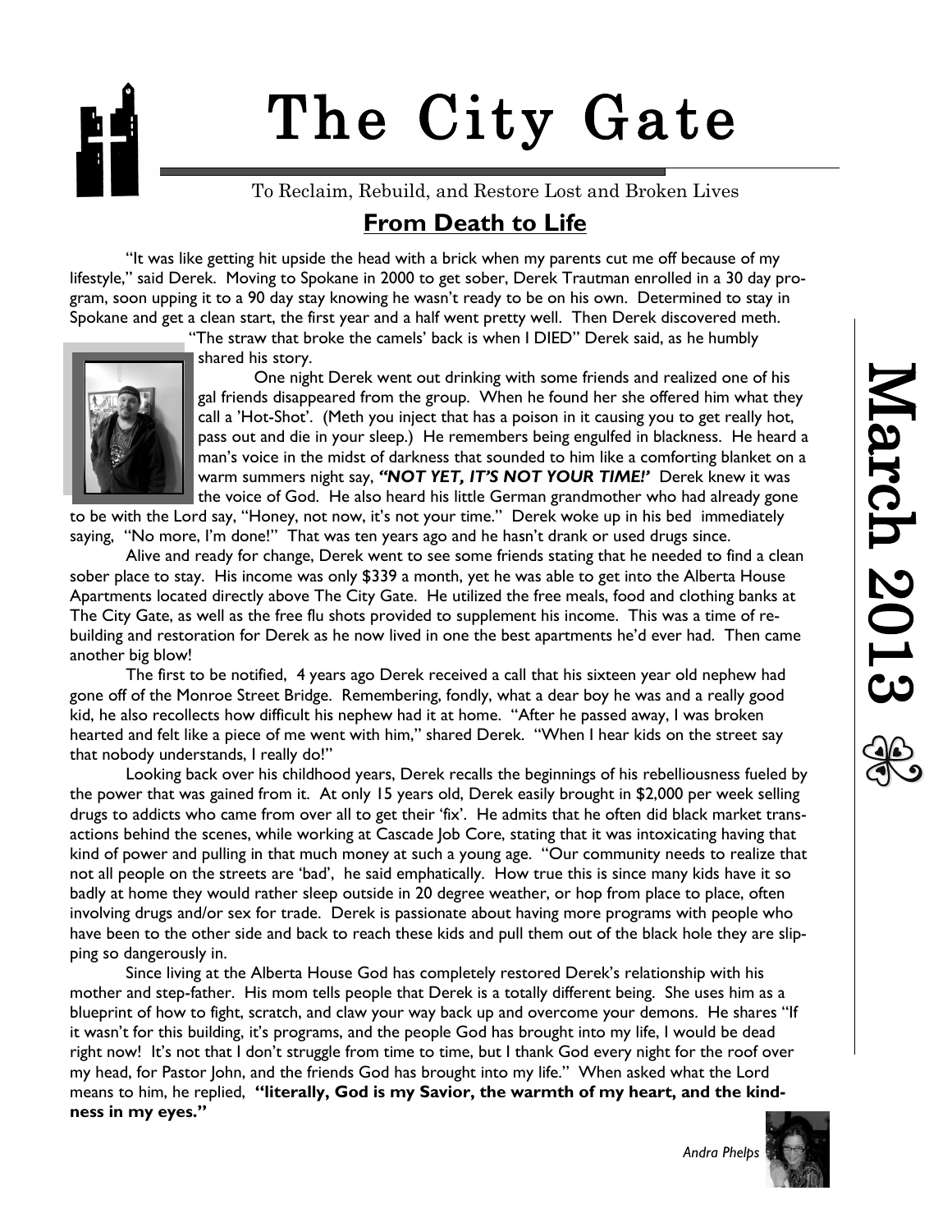# The City Gate

To Reclaim, Rebuild, and Restore Lost and Broken Lives

March 2013

## From Death to Life

"It was like getting hit upside the head with a brick when my parents cut me off because of my lifestyle," said Derek. Moving to Spokane in 2000 to get sober, Derek Trautman enrolled in a 30 day program, soon upping it to a 90 day stay knowing he wasn't ready to be on his own. Determined to stay in Spokane and get a clean start, the first year and a half went pretty well. Then Derek discovered meth.

"The straw that broke the camels' back is when I DIED" Derek said, as he humbly shared his story.

One night Derek went out drinking with some friends and realized one of his gal friends disappeared from the group. When he found her she offered him what they call a 'Hot-Shot'. (Meth you inject that has a poison in it causing you to get really hot, pass out and die in your sleep.) He remembers being engulfed in blackness. He heard a man's voice in the midst of darkness that sounded to him like a comforting blanket on a warm summers night say, ***"NOT YET, IT'S NOT YOUR TIME!'*** Derek knew it was the voice of God. He also heard his little German grandmother who had already gone to be with the Lord say, "Honey, not now, it's not your time." Derek woke up in his bed immediately saying, "No more, I'm done!" That was ten years ago and he hasn't drank or used drugs since.

Alive and ready for change, Derek went to see some friends stating that he needed to find a clean sober place to stay. His income was only $339 a month, yet he was able to get into the Alberta House Apartments located directly above The City Gate. He utilized the free meals, food and clothing banks at The City Gate, as well as the free flu shots provided to supplement his income. This was a time of rebuilding and restoration for Derek as he now lived in one the best apartments he'd ever had. Then came another big blow!

The first to be notified, 4 years ago Derek received a call that his sixteen year old nephew had gone off of the Monroe Street Bridge. Remembering, fondly, what a dear boy he was and a really good kid, he also recollects how difficult his nephew had it at home. "After he passed away, I was broken hearted and felt like a piece of me went with him," shared Derek. "When I hear kids on the street say that nobody understands, I really do!"

Looking back over his childhood years, Derek recalls the beginnings of his rebelliousness fueled by the power that was gained from it. At only 15 years old, Derek easily brought in $2,000 per week selling drugs to addicts who came from over all to get their 'fix'. He admits that he often did black market transactions behind the scenes, while working at Cascade Job Core, stating that it was intoxicating having that kind of power and pulling in that much money at such a young age. "Our community needs to realize that not all people on the streets are 'bad', he said emphatically. How true this is since many kids have it so badly at home they would rather sleep outside in 20 degree weather, or hop from place to place, often involving drugs and/or sex for trade. Derek is passionate about having more programs with people who have been to the other side and back to reach these kids and pull them out of the black hole they are slipping so dangerously in.

Since living at the Alberta House God has completely restored Derek's relationship with his mother and step-father. His mom tells people that Derek is a totally different being. She uses him as a blueprint of how to fight, scratch, and claw your way back up and overcome your demons. He shares "If it wasn't for this building, it's programs, and the people God has brought into my life, I would be dead right now! It's not that I don't struggle from time to time, but I thank God every night for the roof over my head, for Pastor John, and the friends God has brought into my life." When asked what the Lord means to him, he replied, **"literally, God is my Savior, the warmth of my heart, and the kindness in my eyes."**

*Andra Phelps*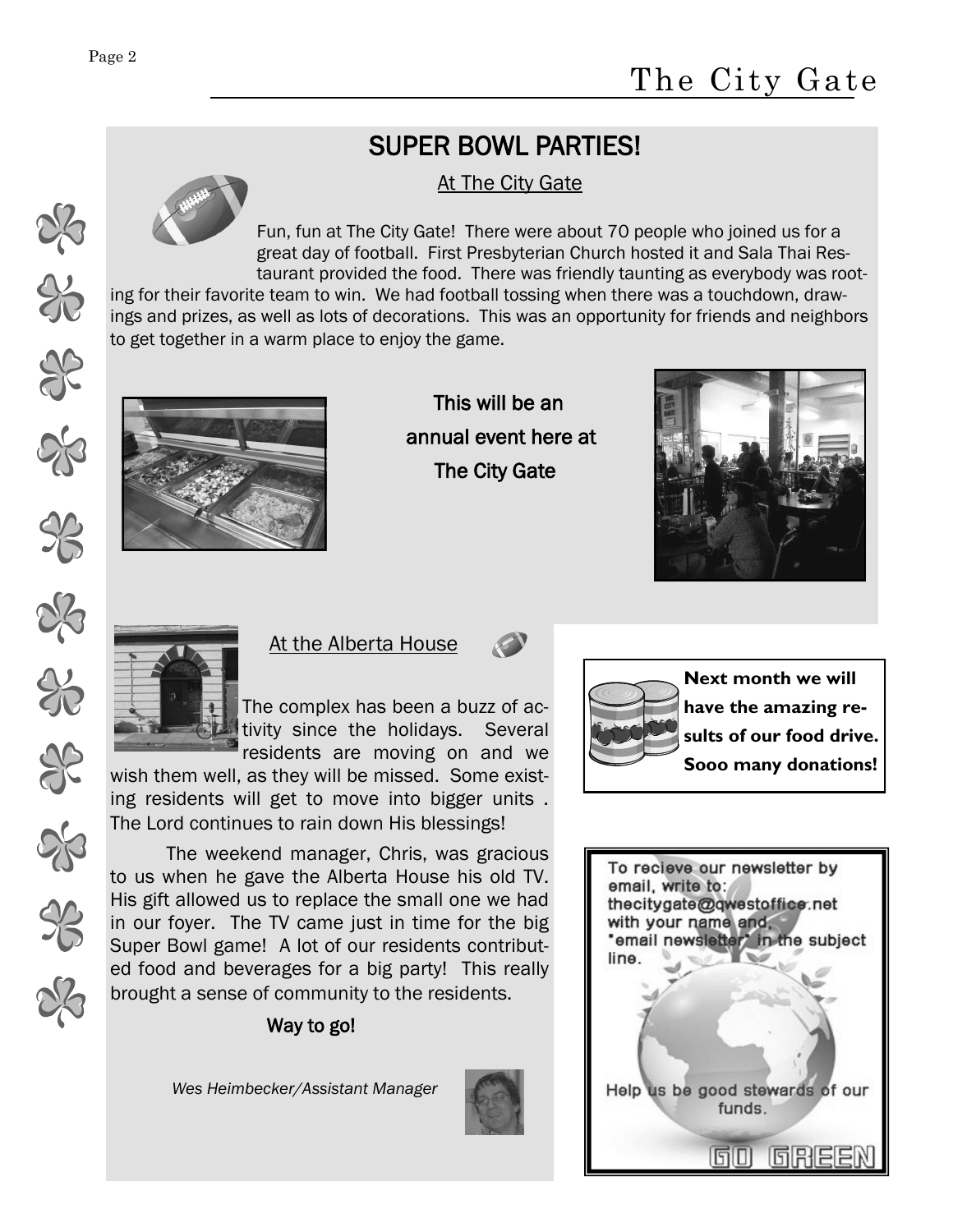# SUPER BOWL PARTIES!

## At The City Gate

Fun, fun at The City Gate! There were about 70 people who joined us for a great day of football. First Presbyterian Church hosted it and Sala Thai Restaurant provided the food. There was friendly taunting as everybody was rooting for their favorite team to win. We had football tossing when there was a touchdown, drawings and prizes, as well as lots of decorations. This was an opportunity for friends and neighbors to get together in a warm place to enjoy the game.

**This will be an annual event here at The City Gate**

## At the Alberta House

The complex has been a buzz of activity since the holidays. Several residents are moving on and we wish them well, as they will be missed. Some existing residents will get to move into bigger units . The Lord continues to rain down His blessings!

The weekend manager, Chris, was gracious to us when he gave the Alberta House his old TV. His gift allowed us to replace the small one we had in our foyer. The TV came just in time for the big Super Bowl game! A lot of our residents contributed food and beverages for a big party! This really brought a sense of community to the residents.

**Way to go!**

*Wes Heimbecker/Assistant Manager*

**Next month we will have the amazing results of our food drive. Sooo many donations!**

To recieve our newsletter by email, write to: thecitygate@qwestoffice.net with your name and, "email newsletter" in the subject line.

Help us be good stewards of our funds.

GO GREEN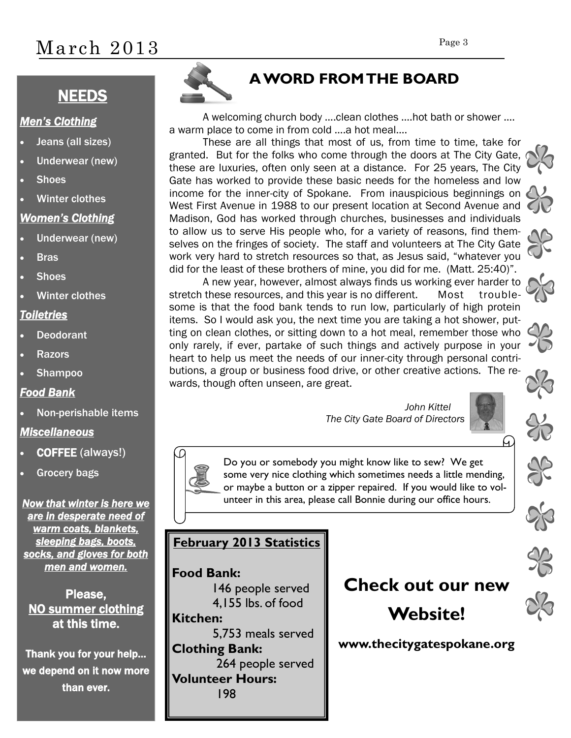## NEEDS

***Men's Clothing***

- Jeans (all sizes)
- Underwear (new)
- Shoes
- Winter clothes

***Women's Clothing***

- Underwear (new)
- Bras
- Shoes
- Winter clothes

***Toiletries***

- Deodorant
- Razors
- Shampoo

***Food Bank***

- Non-perishable items

***Miscellaneous***

- **COFFEE** (always!)
- Grocery bags

***Now that winter is here we are in desperate need of warm coats, blankets, sleeping bags, boots, socks, and gloves for both men and women.***

**Please, NO summer clothing at this time.**

**Thank you for your help... we depend on it now more than ever.**

## A WORD FROM THE BOARD

A welcoming church body ....clean clothes ....hot bath or shower .... a warm place to come in from cold ....a hot meal....

These are all things that most of us, from time to time, take for granted. But for the folks who come through the doors at The City Gate, these are luxuries, often only seen at a distance. For 25 years, The City Gate has worked to provide these basic needs for the homeless and low income for the inner-city of Spokane. From inauspicious beginnings on West First Avenue in 1988 to our present location at Second Avenue and Madison, God has worked through churches, businesses and individuals to allow us to serve His people who, for a variety of reasons, find themselves on the fringes of society. The staff and volunteers at The City Gate work very hard to stretch resources so that, as Jesus said, "whatever you did for the least of these brothers of mine, you did for me. (Matt. 25:40)".

A new year, however, almost always finds us working ever harder to stretch these resources, and this year is no different. Most troublesome is that the food bank tends to run low, particularly of high protein items. So I would ask you, the next time you are taking a hot shower, putting on clean clothes, or sitting down to a hot meal, remember those who only rarely, if ever, partake of such things and actively purpose in your heart to help us meet the needs of our inner-city through personal contributions, a group or business food drive, or other creative actions. The rewards, though often unseen, are great.

*John Kittel*
*The City Gate Board of Directors*

Do you or somebody you might know like to sew? We get some very nice clothing which sometimes needs a little mending, or maybe a button or a zipper repaired. If you would like to volunteer in this area, please call Bonnie during our office hours.

**February 2013 Statistics**

**Food Bank:**
146 people served
4,155 lbs. of food

**Kitchen:**
5,753 meals served

**Clothing Bank:**
264 people served

**Volunteer Hours:**
198

# Check out our new Website!

**www.thecitygatespokane.org**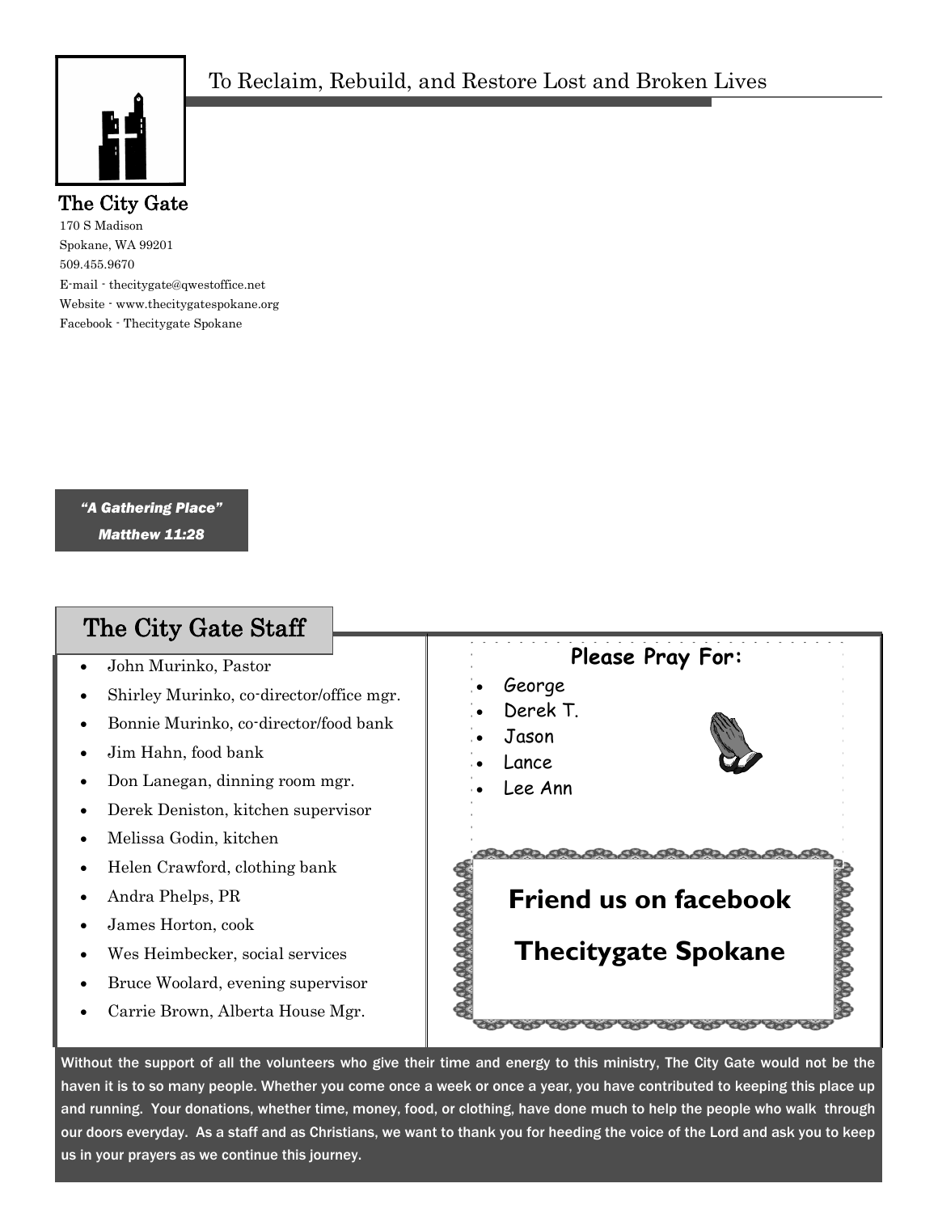To Reclaim, Rebuild, and Restore Lost and Broken Lives

**The City Gate**

170 S Madison
Spokane, WA 99201
509.455.9670
E-mail - thecitygate@qwestoffice.net
Website - www.thecitygatespokane.org
Facebook - Thecitygate Spokane

*"A Gathering Place"*
*Matthew 11:28*

## The City Gate Staff

- John Murinko, Pastor
- Shirley Murinko, co-director/office mgr.
- Bonnie Murinko, co-director/food bank
- Jim Hahn, food bank
- Don Lanegan, dinning room mgr.
- Derek Deniston, kitchen supervisor
- Melissa Godin, kitchen
- Helen Crawford, clothing bank
- Andra Phelps, PR
- James Horton, cook
- Wes Heimbecker, social services
- Bruce Woolard, evening supervisor
- Carrie Brown, Alberta House Mgr.

**Please Pray For:**

- George
- Derek T.
- Jason
- Lance
- Lee Ann

**Friend us on facebook**

**Thecitygate Spokane**

Without the support of all the volunteers who give their time and energy to this ministry, The City Gate would not be the haven it is to so many people. Whether you come once a week or once a year, you have contributed to keeping this place up and running. Your donations, whether time, money, food, or clothing, have done much to help the people who walk through our doors everyday. As a staff and as Christians, we want to thank you for heeding the voice of the Lord and ask you to keep us in your prayers as we continue this journey.